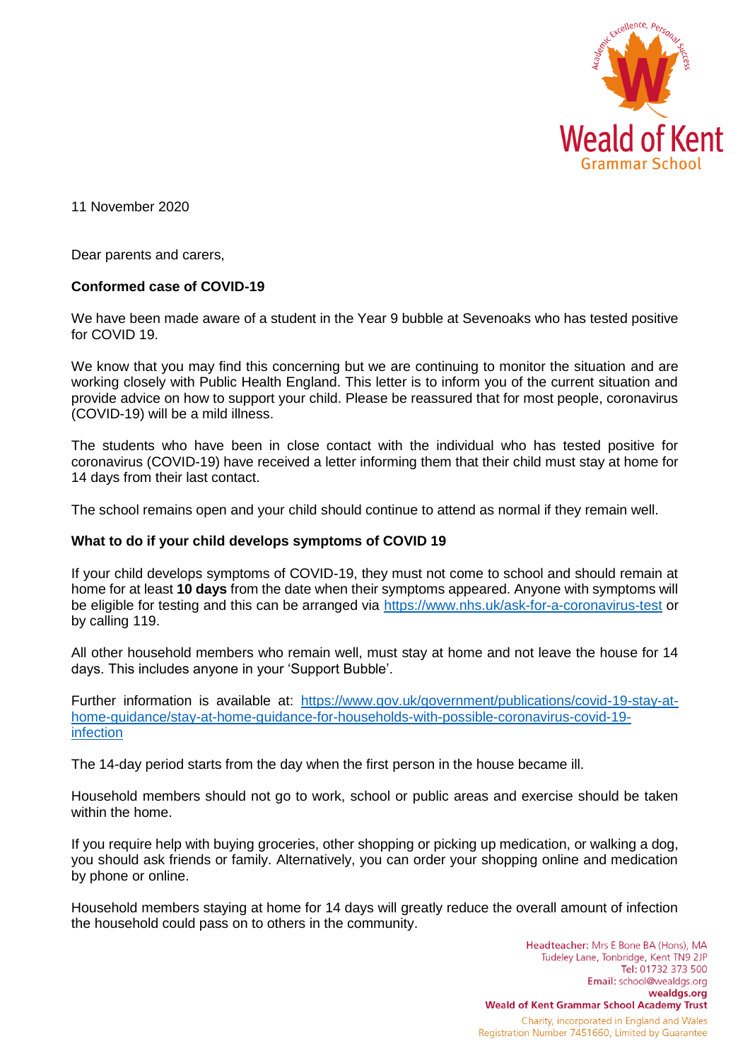11 November 2020

Dear parents and carers,

**Conformed case of COVID-19**

We have been made aware of a student in the Year 9 bubble at Sevenoaks who has tested positive for COVID 19.

We know that you may find this concerning but we are continuing to monitor the situation and are working closely with Public Health England. This letter is to inform you of the current situation and provide advice on how to support your child. Please be reassured that for most people, coronavirus (COVID-19) will be a mild illness.

The students who have been in close contact with the individual who has tested positive for coronavirus (COVID-19) have received a letter informing them that their child must stay at home for 14 days from their last contact.

The school remains open and your child should continue to attend as normal if they remain well.

**What to do if your child develops symptoms of COVID 19**

If your child develops symptoms of COVID-19, they must not come to school and should remain at home for at least **10 days** from the date when their symptoms appeared. Anyone with symptoms will be eligible for testing and this can be arranged via [https://www.nhs.uk/ask-for-a-coronavirus-test](https://www.nhs.uk/ask-for-a-coronavirus-test) or by calling 119.

All other household members who remain well, must stay at home and not leave the house for 14 days. This includes anyone in your 'Support Bubble'.

Further information is available at: [https://www.gov.uk/government/publications/covid-19-stay-at-home-guidance/stay-at-home-guidance-for-households-with-possible-coronavirus-covid-19-infection](https://www.gov.uk/government/publications/covid-19-stay-at-home-guidance/stay-at-home-guidance-for-households-with-possible-coronavirus-covid-19-infection)

The 14-day period starts from the day when the first person in the house became ill.

Household members should not go to work, school or public areas and exercise should be taken within the home.

If you require help with buying groceries, other shopping or picking up medication, or walking a dog, you should ask friends or family. Alternatively, you can order your shopping online and medication by phone or online.

Household members staying at home for 14 days will greatly reduce the overall amount of infection the household could pass on to others in the community.

Headteacher: Mrs E Bone BA (Hons), MA
Tudeley Lane, Tonbridge, Kent TN9 2JP
Tel: 01732 373 500
Email: school@wealdgs.org
**wealdgs.org**
**Weald of Kent Grammar School Academy Trust**
Charity, incorporated in England and Wales
Registration Number 7451660, Limited by Guarantee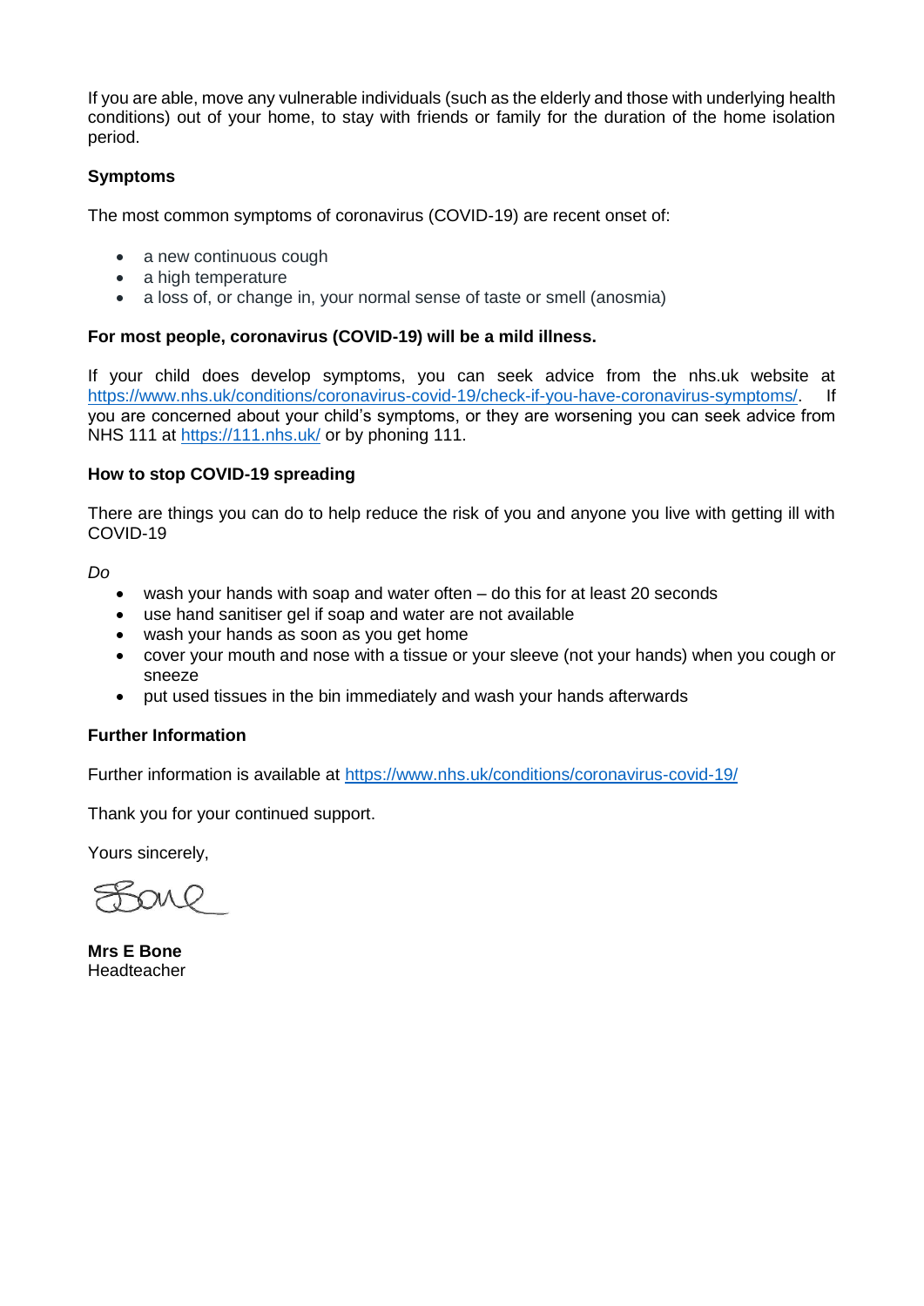If you are able, move any vulnerable individuals (such as the elderly and those with underlying health conditions) out of your home, to stay with friends or family for the duration of the home isolation period.

**Symptoms**

The most common symptoms of coronavirus (COVID-19) are recent onset of:

- a new continuous cough
- a high temperature
- a loss of, or change in, your normal sense of taste or smell (anosmia)

**For most people, coronavirus (COVID-19) will be a mild illness.**

If your child does develop symptoms, you can seek advice from the nhs.uk website at https://www.nhs.uk/conditions/coronavirus-covid-19/check-if-you-have-coronavirus-symptoms/. If you are concerned about your child's symptoms, or they are worsening you can seek advice from NHS 111 at https://111.nhs.uk/ or by phoning 111.

**How to stop COVID-19 spreading**

There are things you can do to help reduce the risk of you and anyone you live with getting ill with COVID-19

*Do*

- wash your hands with soap and water often – do this for at least 20 seconds
- use hand sanitiser gel if soap and water are not available
- wash your hands as soon as you get home
- cover your mouth and nose with a tissue or your sleeve (not your hands) when you cough or sneeze
- put used tissues in the bin immediately and wash your hands afterwards

**Further Information**

Further information is available at https://www.nhs.uk/conditions/coronavirus-covid-19/

Thank you for your continued support.

Yours sincerely,

**Mrs E Bone**
Headteacher